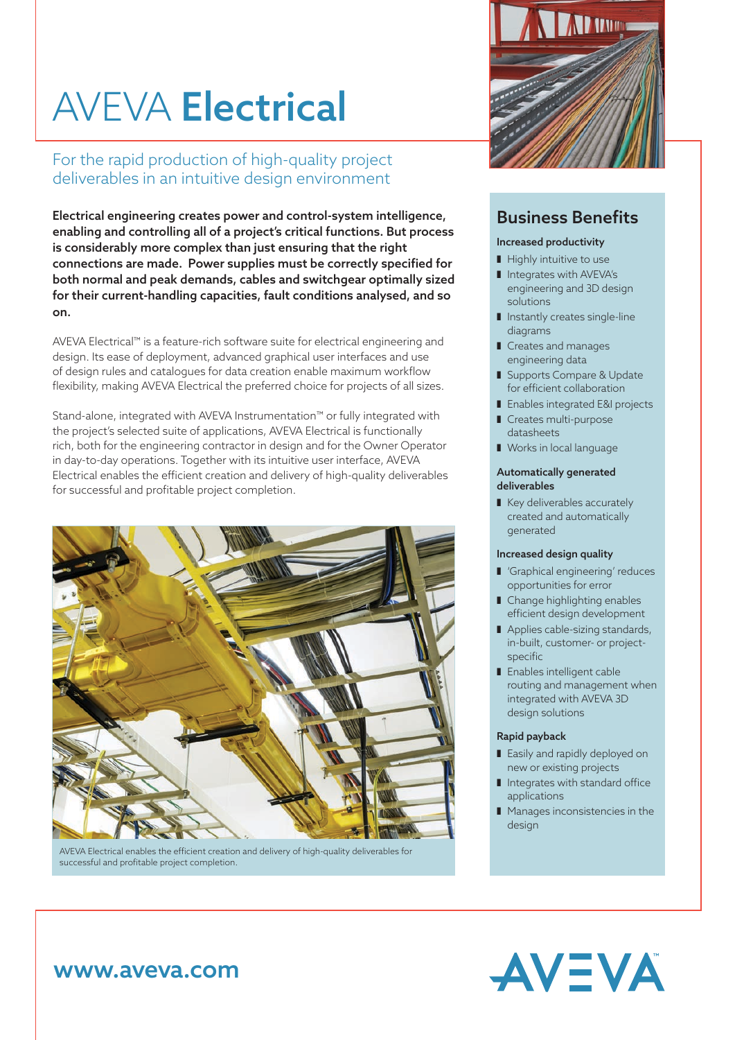# AVEVA **Electrical**

For the rapid production of high-quality project deliverables in an intuitive design environment

**Electrical engineering creates power and control-system intelligence, enabling and controlling all of a project's critical functions. But process is considerably more complex than just ensuring that the right connections are made. Power supplies must be correctly specified for both normal and peak demands, cables and switchgear optimally sized for their current-handling capacities, fault conditions analysed, and so on.**

AVEVA Electrical™ is a feature-rich software suite for electrical engineering and design. Its ease of deployment, advanced graphical user interfaces and use of design rules and catalogues for data creation enable maximum workflow flexibility, making AVEVA Electrical the preferred choice for projects of all sizes.

Stand-alone, integrated with AVEVA Instrumentation™ or fully integrated with the project's selected suite of applications, AVEVA Electrical is functionally rich, both for the engineering contractor in design and for the Owner Operator in day-to-day operations. Together with its intuitive user interface, AVEVA Electrical enables the efficient creation and delivery of high-quality deliverables for successful and profitable project completion.

AVEVA Electrical enables the efficient creation and delivery of high-quality deliverables for successful and profitable project completion.

## Business Benefits

**Increased productivity**

- Highly intuitive to use
- Integrates with AVEVA's engineering and 3D design solutions
- Instantly creates single-line diagrams
- Creates and manages engineering data
- Supports Compare & Update for efficient collaboration
- Enables integrated E&I projects
- Creates multi-purpose datasheets
- Works in local language

**Automatically generated deliverables**

- Key deliverables accurately created and automatically generated

**Increased design quality**

- 'Graphical engineering' reduces opportunities for error
- Change highlighting enables efficient design development
- Applies cable-sizing standards, in-built, customer- or project-specific
- Enables intelligent cable routing and management when integrated with AVEVA 3D design solutions

**Rapid payback**

- Easily and rapidly deployed on new or existing projects
- Integrates with standard office applications
- Manages inconsistencies in the design

**www.aveva.com**

AVEVA™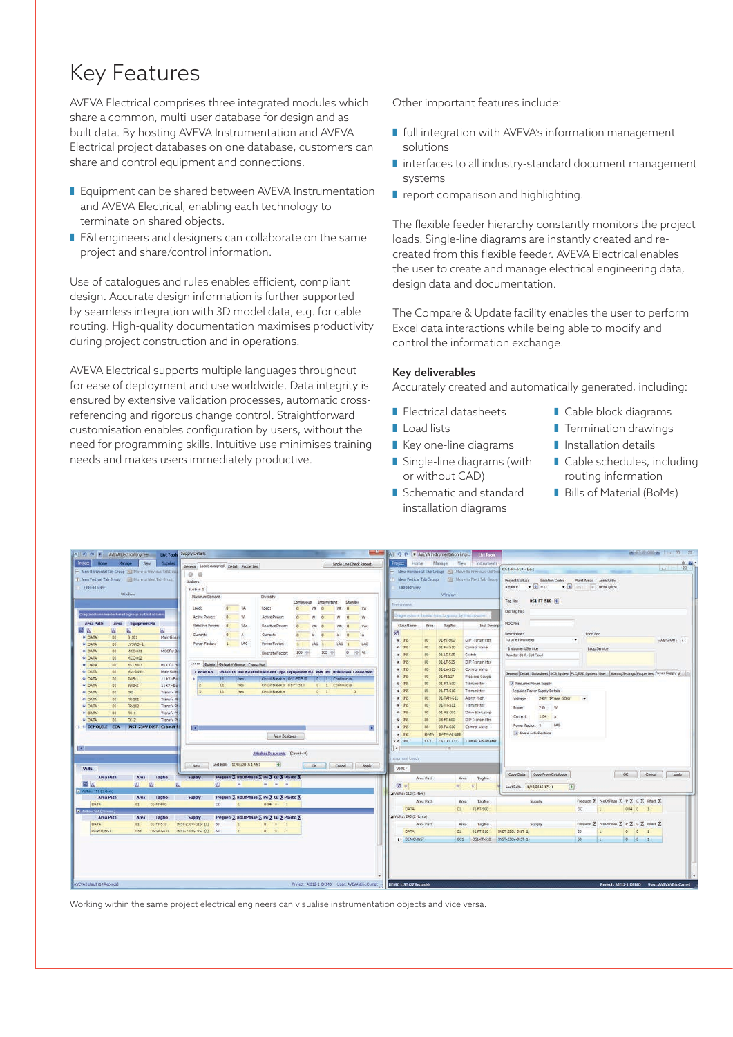# Key Features

AVEVA Electrical comprises three integrated modules which share a common, multi-user database for design and as-built data. By hosting AVEVA Instrumentation and AVEVA Electrical project databases on one database, customers can share and control equipment and connections.

- Equipment can be shared between AVEVA Instrumentation and AVEVA Electrical, enabling each technology to terminate on shared objects.
- E&I engineers and designers can collaborate on the same project and share/control information.

Use of catalogues and rules enables efficient, compliant design. Accurate design information is further supported by seamless integration with 3D model data, e.g. for cable routing. High-quality documentation maximises productivity during project construction and in operations.

AVEVA Electrical supports multiple languages throughout for ease of deployment and use worldwide. Data integrity is ensured by extensive validation processes, automatic cross-referencing and rigorous change control. Straightforward customisation enables configuration by users, without the need for programming skills. Intuitive use minimises training needs and makes users immediately productive.

Other important features include:

- full integration with AVEVA's information management solutions
- interfaces to all industry-standard document management systems
- report comparison and highlighting.

The flexible feeder hierarchy constantly monitors the project loads. Single-line diagrams are instantly created and re-created from this flexible feeder. AVEVA Electrical enables the user to create and manage electrical engineering data, design data and documentation.

The Compare & Update facility enables the user to perform Excel data interactions while being able to modify and control the information exchange.

**Key deliverables**

Accurately created and automatically generated, including:

- Electrical datasheets
- Load lists
- Key one-line diagrams
- Single-line diagrams (with or without CAD)
- Schematic and standard installation diagrams
- Cable block diagrams
- Termination drawings
- Installation details
- Cable schedules, including routing information
- Bills of Material (BoMs)

Working within the same project electrical engineers can visualise instrumentation objects and vice versa.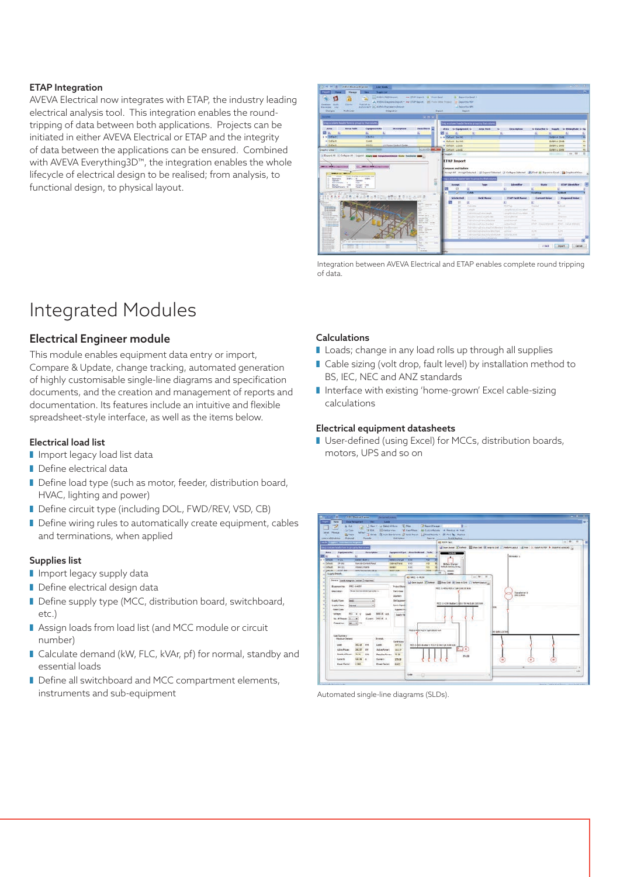### ETAP Integration

AVEVA Electrical now integrates with ETAP, the industry leading electrical analysis tool. This integration enables the round-tripping of data between both applications. Projects can be initiated in either AVEVA Electrical or ETAP and the integrity of data between the applications can be ensured. Combined with AVEVA Everything3D™, the integration enables the whole lifecycle of electrical design to be realised; from analysis, to functional design, to physical layout.

Integration between AVEVA Electrical and ETAP enables complete round tripping of data.

# Integrated Modules

## Electrical Engineer module

This module enables equipment data entry or import, Compare & Update, change tracking, automated generation of highly customisable single-line diagrams and specification documents, and the creation and management of reports and documentation. Its features include an intuitive and flexible spreadsheet-style interface, as well as the items below.

### Electrical load list

- Import legacy load list data
- Define electrical data
- Define load type (such as motor, feeder, distribution board, HVAC, lighting and power)
- Define circuit type (including DOL, FWD/REV, VSD, CB)
- Define wiring rules to automatically create equipment, cables and terminations, when applied

### Supplies list

- Import legacy supply data
- Define electrical design data
- Define supply type (MCC, distribution board, switchboard, etc.)
- Assign loads from load list (and MCC module or circuit number)
- Calculate demand (kW, FLC, kVAr, pf) for normal, standby and essential loads
- Define all switchboard and MCC compartment elements, instruments and sub-equipment

### Calculations

- Loads; change in any load rolls up through all supplies
- Cable sizing (volt drop, fault level) by installation method to BS, IEC, NEC and ANZ standards
- Interface with existing 'home-grown' Excel cable-sizing calculations

### Electrical equipment datasheets

- User-defined (using Excel) for MCCs, distribution boards, motors, UPS and so on

Automated single-line diagrams (SLDs).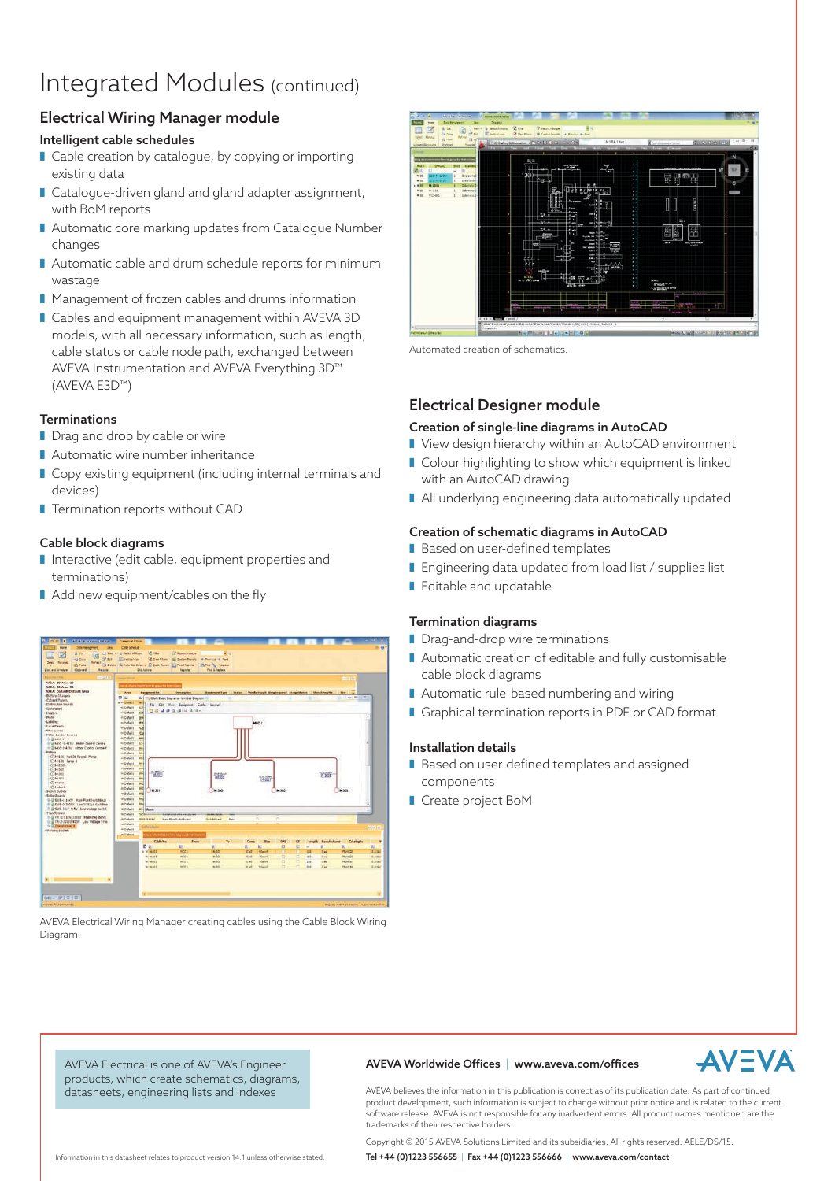# Integrated Modules (continued)

## Electrical Wiring Manager module

### Intelligent cable schedules

- Cable creation by catalogue, by copying or importing existing data
- Catalogue-driven gland and gland adapter assignment, with BoM reports
- Automatic core marking updates from Catalogue Number changes
- Automatic cable and drum schedule reports for minimum wastage
- Management of frozen cables and drums information
- Cables and equipment management within AVEVA 3D models, with all necessary information, such as length, cable status or cable node path, exchanged between AVEVA Instrumentation and AVEVA Everything 3D™ (AVEVA E3D™)

### Terminations

- Drag and drop by cable or wire
- Automatic wire number inheritance
- Copy existing equipment (including internal terminals and devices)
- Termination reports without CAD

### Cable block diagrams

- Interactive (edit cable, equipment properties and terminations)
- Add new equipment/cables on the fly

AVEVA Electrical Wiring Manager creating cables using the Cable Block Wiring Diagram.

Automated creation of schematics.

## Electrical Designer module

### Creation of single-line diagrams in AutoCAD

- View design hierarchy within an AutoCAD environment
- Colour highlighting to show which equipment is linked with an AutoCAD drawing
- All underlying engineering data automatically updated

### Creation of schematic diagrams in AutoCAD

- Based on user-defined templates
- Engineering data updated from load list / supplies list
- Editable and updatable

### Termination diagrams

- Drag-and-drop wire terminations
- Automatic creation of editable and fully customisable cable block diagrams
- Automatic rule-based numbering and wiring
- Graphical termination reports in PDF or CAD format

### Installation details

- Based on user-defined templates and assigned components
- Create project BoM

AVEVA Electrical is one of AVEVA's Engineer products, which create schematics, diagrams, datasheets, engineering lists and indexes

Information in this datasheet relates to product version 14.1 unless otherwise stated.

**AVEVA Worldwide Offices | www.aveva.com/offices**

AVEVA believes the information in this publication is correct as of its publication date. As part of continued product development, such information is subject to change without prior notice and is related to the current software release. AVEVA is not responsible for any inadvertent errors. All product names mentioned are the trademarks of their respective holders.

Copyright © 2015 AVEVA Solutions Limited and its subsidiaries. All rights reserved. AELE/DS/15.

**Tel +44 (0)1223 556655 | Fax +44 (0)1223 556666 | www.aveva.com/contact**